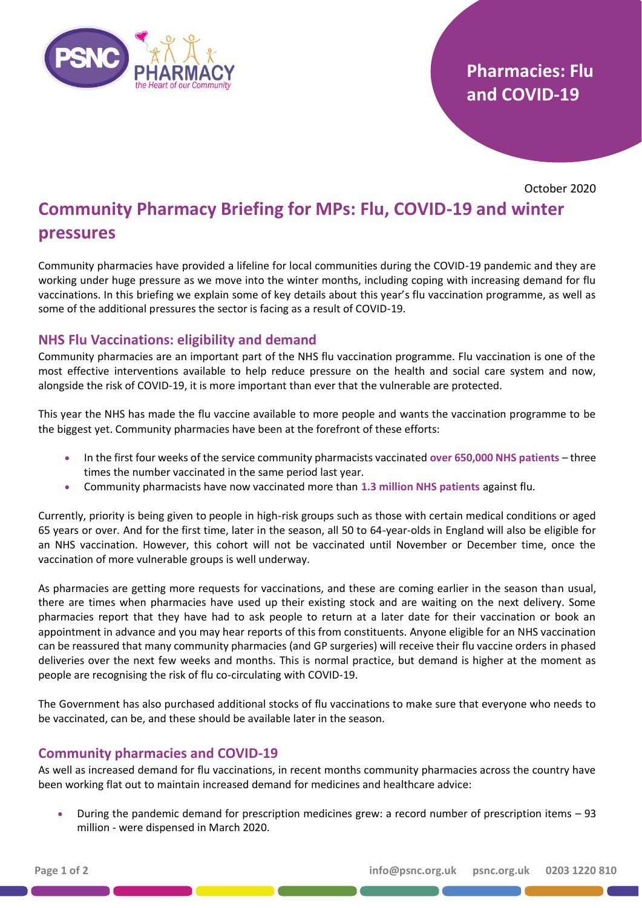# Pharmacies: Flu and COVID-19

October 2020

# Community Pharmacy Briefing for MPs: Flu, COVID-19 and winter pressures

Community pharmacies have provided a lifeline for local communities during the COVID-19 pandemic and they are working under huge pressure as we move into the winter months, including coping with increasing demand for flu vaccinations. In this briefing we explain some of key details about this year's flu vaccination programme, as well as some of the additional pressures the sector is facing as a result of COVID-19.

## NHS Flu Vaccinations: eligibility and demand

Community pharmacies are an important part of the NHS flu vaccination programme. Flu vaccination is one of the most effective interventions available to help reduce pressure on the health and social care system and now, alongside the risk of COVID-19, it is more important than ever that the vulnerable are protected.

This year the NHS has made the flu vaccine available to more people and wants the vaccination programme to be the biggest yet. Community pharmacies have been at the forefront of these efforts:

- In the first four weeks of the service community pharmacists vaccinated **over 650,000 NHS patients** – three times the number vaccinated in the same period last year.
- Community pharmacists have now vaccinated more than **1.3 million NHS patients** against flu.

Currently, priority is being given to people in high-risk groups such as those with certain medical conditions or aged 65 years or over. And for the first time, later in the season, all 50 to 64-year-olds in England will also be eligible for an NHS vaccination. However, this cohort will not be vaccinated until November or December time, once the vaccination of more vulnerable groups is well underway.

As pharmacies are getting more requests for vaccinations, and these are coming earlier in the season than usual, there are times when pharmacies have used up their existing stock and are waiting on the next delivery. Some pharmacies report that they have had to ask people to return at a later date for their vaccination or book an appointment in advance and you may hear reports of this from constituents. Anyone eligible for an NHS vaccination can be reassured that many community pharmacies (and GP surgeries) will receive their flu vaccine orders in phased deliveries over the next few weeks and months. This is normal practice, but demand is higher at the moment as people are recognising the risk of flu co-circulating with COVID-19.

The Government has also purchased additional stocks of flu vaccinations to make sure that everyone who needs to be vaccinated, can be, and these should be available later in the season.

## Community pharmacies and COVID-19

As well as increased demand for flu vaccinations, in recent months community pharmacies across the country have been working flat out to maintain increased demand for medicines and healthcare advice:

- During the pandemic demand for prescription medicines grew: a record number of prescription items – 93 million - were dispensed in March 2020.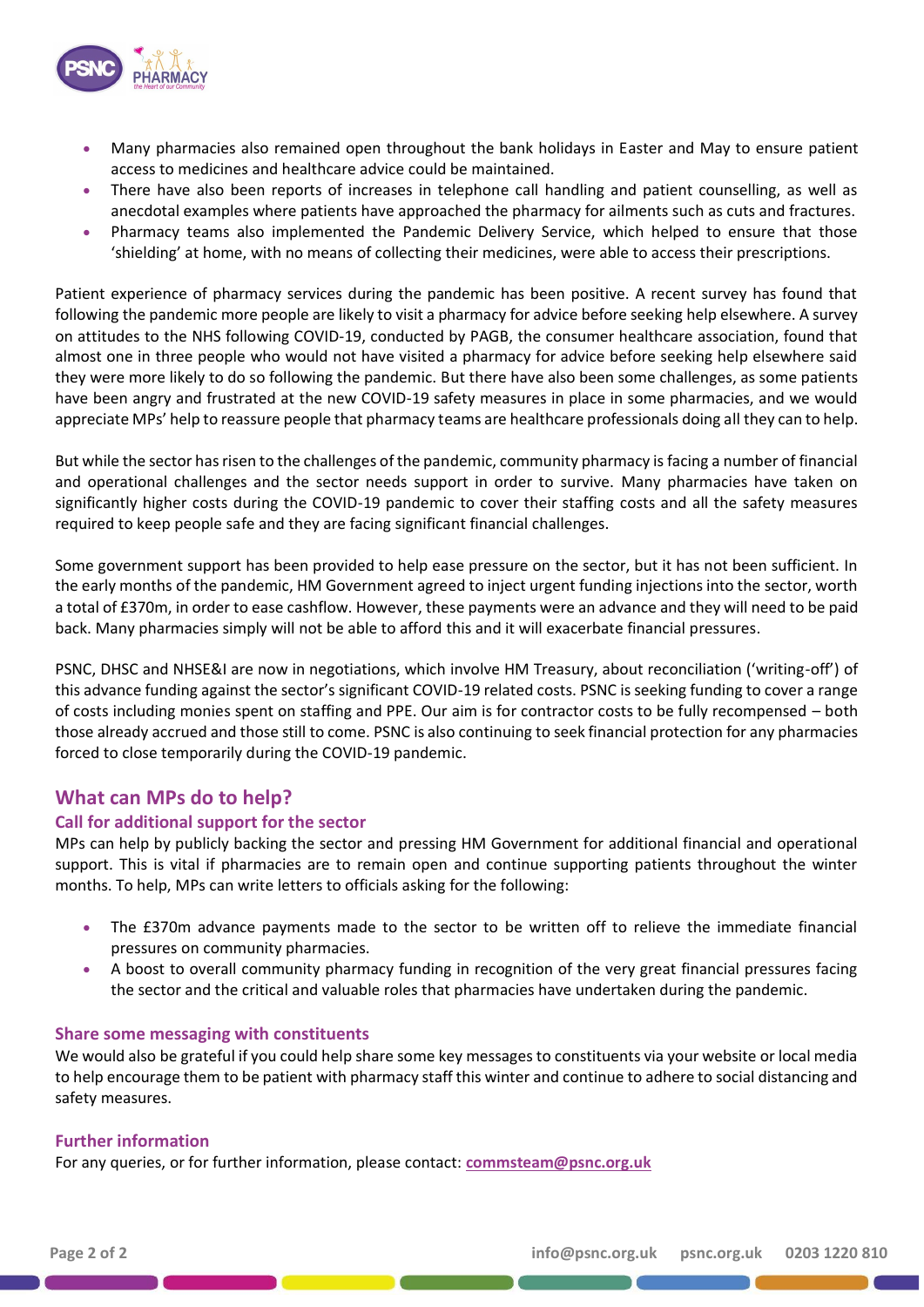- Many pharmacies also remained open throughout the bank holidays in Easter and May to ensure patient access to medicines and healthcare advice could be maintained.
- There have also been reports of increases in telephone call handling and patient counselling, as well as anecdotal examples where patients have approached the pharmacy for ailments such as cuts and fractures.
- Pharmacy teams also implemented the Pandemic Delivery Service, which helped to ensure that those 'shielding' at home, with no means of collecting their medicines, were able to access their prescriptions.

Patient experience of pharmacy services during the pandemic has been positive. A recent survey has found that following the pandemic more people are likely to visit a pharmacy for advice before seeking help elsewhere. A survey on attitudes to the NHS following COVID-19, conducted by PAGB, the consumer healthcare association, found that almost one in three people who would not have visited a pharmacy for advice before seeking help elsewhere said they were more likely to do so following the pandemic. But there have also been some challenges, as some patients have been angry and frustrated at the new COVID-19 safety measures in place in some pharmacies, and we would appreciate MPs' help to reassure people that pharmacy teams are healthcare professionals doing all they can to help.

But while the sector has risen to the challenges of the pandemic, community pharmacy is facing a number of financial and operational challenges and the sector needs support in order to survive. Many pharmacies have taken on significantly higher costs during the COVID-19 pandemic to cover their staffing costs and all the safety measures required to keep people safe and they are facing significant financial challenges.

Some government support has been provided to help ease pressure on the sector, but it has not been sufficient. In the early months of the pandemic, HM Government agreed to inject urgent funding injections into the sector, worth a total of £370m, in order to ease cashflow. However, these payments were an advance and they will need to be paid back. Many pharmacies simply will not be able to afford this and it will exacerbate financial pressures.

PSNC, DHSC and NHSE&I are now in negotiations, which involve HM Treasury, about reconciliation ('writing-off') of this advance funding against the sector's significant COVID-19 related costs. PSNC is seeking funding to cover a range of costs including monies spent on staffing and PPE. Our aim is for contractor costs to be fully recompensed – both those already accrued and those still to come. PSNC is also continuing to seek financial protection for any pharmacies forced to close temporarily during the COVID-19 pandemic.

## What can MPs do to help?

### Call for additional support for the sector

MPs can help by publicly backing the sector and pressing HM Government for additional financial and operational support. This is vital if pharmacies are to remain open and continue supporting patients throughout the winter months. To help, MPs can write letters to officials asking for the following:

- The £370m advance payments made to the sector to be written off to relieve the immediate financial pressures on community pharmacies.
- A boost to overall community pharmacy funding in recognition of the very great financial pressures facing the sector and the critical and valuable roles that pharmacies have undertaken during the pandemic.

### Share some messaging with constituents

We would also be grateful if you could help share some key messages to constituents via your website or local media to help encourage them to be patient with pharmacy staff this winter and continue to adhere to social distancing and safety measures.

### Further information

For any queries, or for further information, please contact: **commsteam@psnc.org.uk**